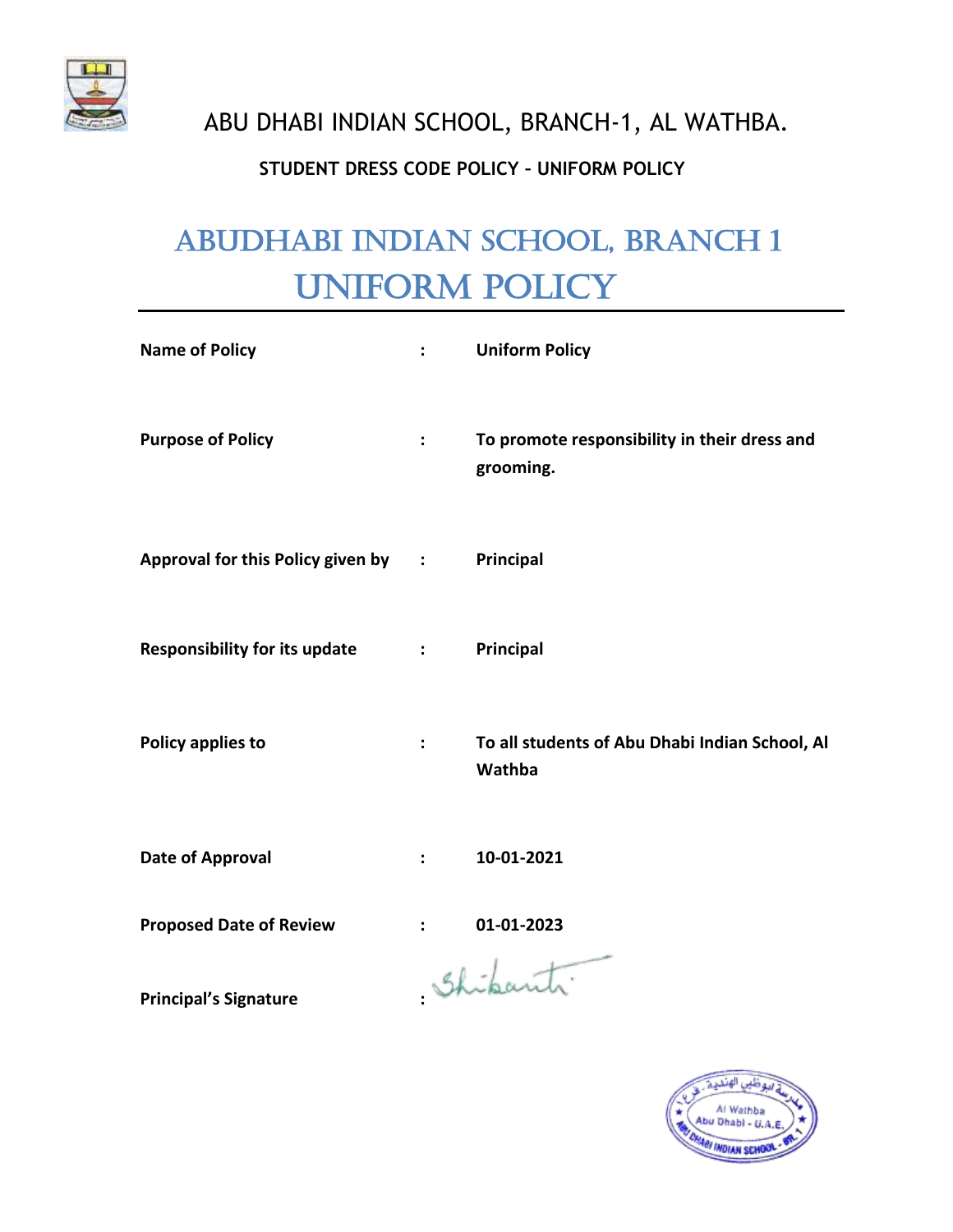# ABU DHABI INDIAN SCHOOL, BRANCH-1, AL WATHBA.

**STUDENT DRESS CODE POLICY – UNIFORM POLICY**

# ABUDHABI INDIAN SCHOOL, BRANCH 1 UNIFORM POLICY

| | | |
|---|---|---|
| **Name of Policy** | : | **Uniform Policy** |
| **Purpose of Policy** | : | **To promote responsibility in their dress and grooming.** |
| **Approval for this Policy given by** | : | **Principal** |
| **Responsibility for its update** | : | **Principal** |
| **Policy applies to** | : | **To all students of Abu Dhabi Indian School, Al Wathba** |
| **Date of Approval** | : | **10-01-2021** |
| **Proposed Date of Review** | : | **01-01-2023** |
| **Principal's Signature** | : | Shikanti |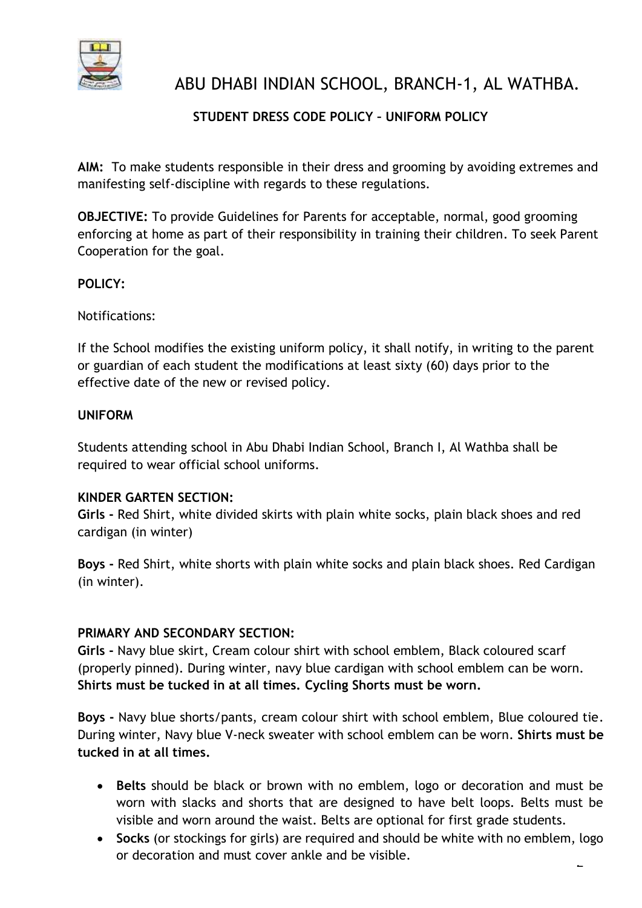# ABU DHABI INDIAN SCHOOL, BRANCH-1, AL WATHBA.

## STUDENT DRESS CODE POLICY – UNIFORM POLICY

**AIM:** To make students responsible in their dress and grooming by avoiding extremes and manifesting self-discipline with regards to these regulations.

**OBJECTIVE:** To provide Guidelines for Parents for acceptable, normal, good grooming enforcing at home as part of their responsibility in training their children. To seek Parent Cooperation for the goal.

**POLICY:**

Notifications:

If the School modifies the existing uniform policy, it shall notify, in writing to the parent or guardian of each student the modifications at least sixty (60) days prior to the effective date of the new or revised policy.

**UNIFORM**

Students attending school in Abu Dhabi Indian School, Branch I, Al Wathba shall be required to wear official school uniforms.

**KINDER GARTEN SECTION:**

**Girls -** Red Shirt, white divided skirts with plain white socks, plain black shoes and red cardigan (in winter)

**Boys -** Red Shirt, white shorts with plain white socks and plain black shoes. Red Cardigan (in winter).

**PRIMARY AND SECONDARY SECTION:**

**Girls -** Navy blue skirt, Cream colour shirt with school emblem, Black coloured scarf (properly pinned). During winter, navy blue cardigan with school emblem can be worn. **Shirts must be tucked in at all times. Cycling Shorts must be worn.**

**Boys -** Navy blue shorts/pants, cream colour shirt with school emblem, Blue coloured tie. During winter, Navy blue V-neck sweater with school emblem can be worn. **Shirts must be tucked in at all times.**

- **Belts** should be black or brown with no emblem, logo or decoration and must be worn with slacks and shorts that are designed to have belt loops. Belts must be visible and worn around the waist. Belts are optional for first grade students.
- **Socks** (or stockings for girls) are required and should be white with no emblem, logo or decoration and must cover ankle and be visible.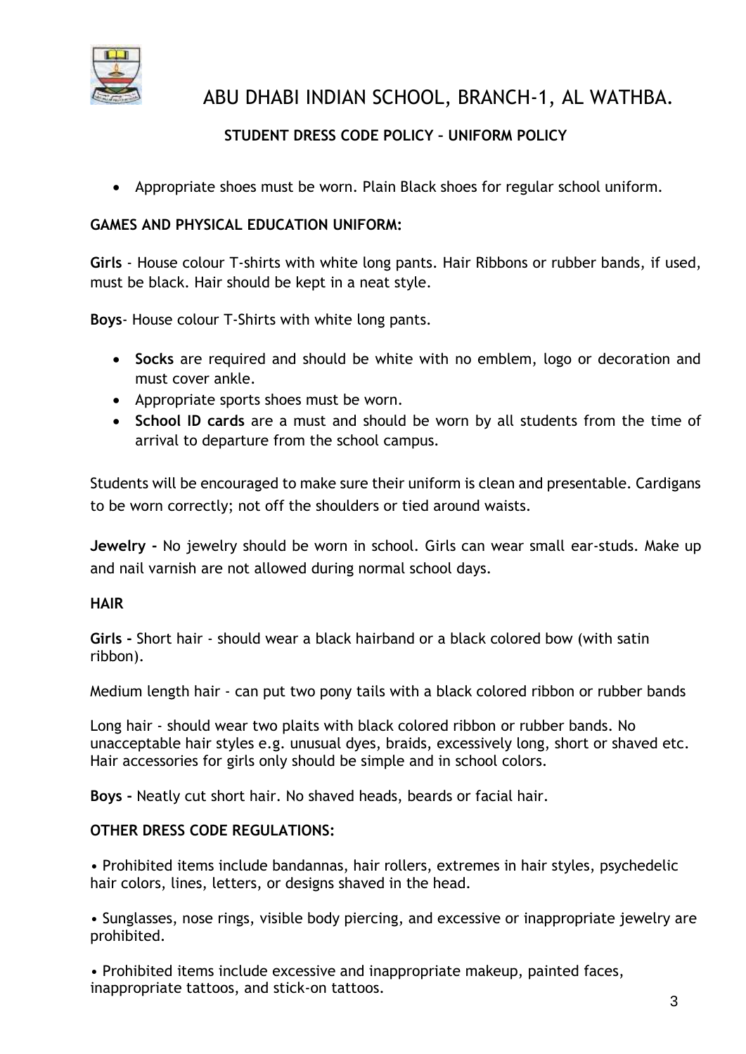- Appropriate shoes must be worn. Plain Black shoes for regular school uniform.

**GAMES AND PHYSICAL EDUCATION UNIFORM:**

**Girls** - House colour T-shirts with white long pants. Hair Ribbons or rubber bands, if used, must be black. Hair should be kept in a neat style.

**Boys**- House colour T-Shirts with white long pants.

- **Socks** are required and should be white with no emblem, logo or decoration and must cover ankle.
- Appropriate sports shoes must be worn.
- **School ID cards** are a must and should be worn by all students from the time of arrival to departure from the school campus.

Students will be encouraged to make sure their uniform is clean and presentable. Cardigans to be worn correctly; not off the shoulders or tied around waists.

**Jewelry -** No jewelry should be worn in school. Girls can wear small ear-studs. Make up and nail varnish are not allowed during normal school days.

**HAIR**

**Girls -** Short hair - should wear a black hairband or a black colored bow (with satin ribbon).

Medium length hair - can put two pony tails with a black colored ribbon or rubber bands

Long hair - should wear two plaits with black colored ribbon or rubber bands. No unacceptable hair styles e.g. unusual dyes, braids, excessively long, short or shaved etc. Hair accessories for girls only should be simple and in school colors.

**Boys -** Neatly cut short hair. No shaved heads, beards or facial hair.

**OTHER DRESS CODE REGULATIONS:**

• Prohibited items include bandannas, hair rollers, extremes in hair styles, psychedelic hair colors, lines, letters, or designs shaved in the head.

• Sunglasses, nose rings, visible body piercing, and excessive or inappropriate jewelry are prohibited.

• Prohibited items include excessive and inappropriate makeup, painted faces, inappropriate tattoos, and stick-on tattoos.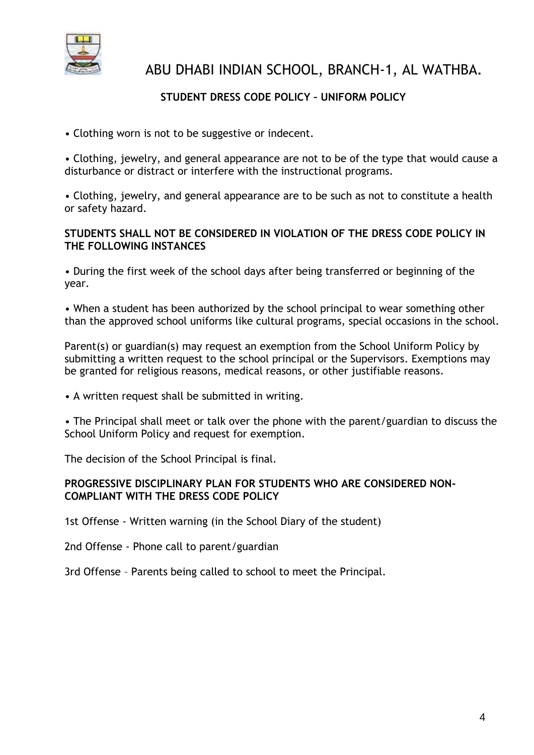# ABU DHABI INDIAN SCHOOL, BRANCH-1, AL WATHBA.

## STUDENT DRESS CODE POLICY – UNIFORM POLICY

- Clothing worn is not to be suggestive or indecent.

- Clothing, jewelry, and general appearance are not to be of the type that would cause a disturbance or distract or interfere with the instructional programs.

- Clothing, jewelry, and general appearance are to be such as not to constitute a health or safety hazard.

### STUDENTS SHALL NOT BE CONSIDERED IN VIOLATION OF THE DRESS CODE POLICY IN THE FOLLOWING INSTANCES

- During the first week of the school days after being transferred or beginning of the year.

- When a student has been authorized by the school principal to wear something other than the approved school uniforms like cultural programs, special occasions in the school.

Parent(s) or guardian(s) may request an exemption from the School Uniform Policy by submitting a written request to the school principal or the Supervisors. Exemptions may be granted for religious reasons, medical reasons, or other justifiable reasons.

- A written request shall be submitted in writing.

- The Principal shall meet or talk over the phone with the parent/guardian to discuss the School Uniform Policy and request for exemption.

The decision of the School Principal is final.

### PROGRESSIVE DISCIPLINARY PLAN FOR STUDENTS WHO ARE CONSIDERED NON-COMPLIANT WITH THE DRESS CODE POLICY

1st Offense - Written warning (in the School Diary of the student)

2nd Offense - Phone call to parent/guardian

3rd Offense – Parents being called to school to meet the Principal.